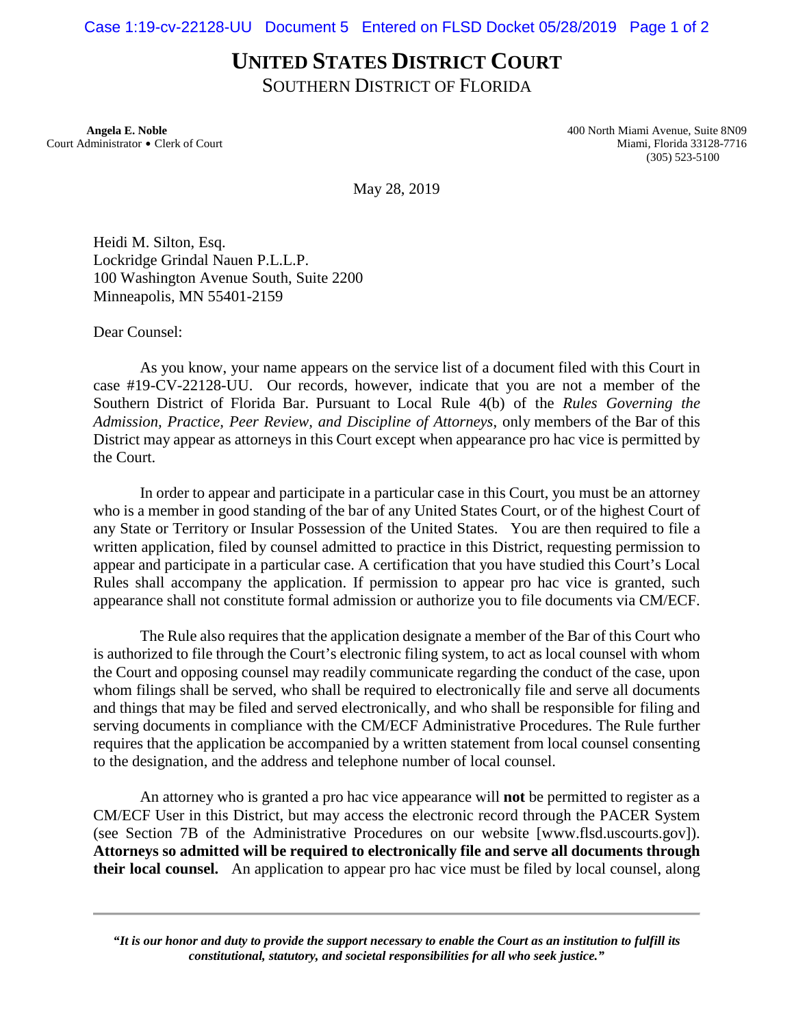# UNITED STATES DISTRICT COURT
## SOUTHERN DISTRICT OF FLORIDA

**Angela E. Noble**
Court Administrator • Clerk of Court

400 North Miami Avenue, Suite 8N09
Miami, Florida 33128-7716
(305) 523-5100

May 28, 2019

Heidi M. Silton, Esq.
Lockridge Grindal Nauen P.L.L.P.
100 Washington Avenue South, Suite 2200
Minneapolis, MN 55401-2159

Dear Counsel:

As you know, your name appears on the service list of a document filed with this Court in case #19-CV-22128-UU. Our records, however, indicate that you are not a member of the Southern District of Florida Bar. Pursuant to Local Rule 4(b) of the *Rules Governing the Admission, Practice, Peer Review, and Discipline of Attorneys*, only members of the Bar of this District may appear as attorneys in this Court except when appearance pro hac vice is permitted by the Court.

In order to appear and participate in a particular case in this Court, you must be an attorney who is a member in good standing of the bar of any United States Court, or of the highest Court of any State or Territory or Insular Possession of the United States. You are then required to file a written application, filed by counsel admitted to practice in this District, requesting permission to appear and participate in a particular case. A certification that you have studied this Court's Local Rules shall accompany the application. If permission to appear pro hac vice is granted, such appearance shall not constitute formal admission or authorize you to file documents via CM/ECF.

The Rule also requires that the application designate a member of the Bar of this Court who is authorized to file through the Court's electronic filing system, to act as local counsel with whom the Court and opposing counsel may readily communicate regarding the conduct of the case, upon whom filings shall be served, who shall be required to electronically file and serve all documents and things that may be filed and served electronically, and who shall be responsible for filing and serving documents in compliance with the CM/ECF Administrative Procedures. The Rule further requires that the application be accompanied by a written statement from local counsel consenting to the designation, and the address and telephone number of local counsel.

An attorney who is granted a pro hac vice appearance will **not** be permitted to register as a CM/ECF User in this District, but may access the electronic record through the PACER System (see Section 7B of the Administrative Procedures on our website [www.flsd.uscourts.gov]). **Attorneys so admitted will be required to electronically file and serve all documents through their local counsel.** An application to appear pro hac vice must be filed by local counsel, along

***"It is our honor and duty to provide the support necessary to enable the Court as an institution to fulfill its constitutional, statutory, and societal responsibilities for all who seek justice."***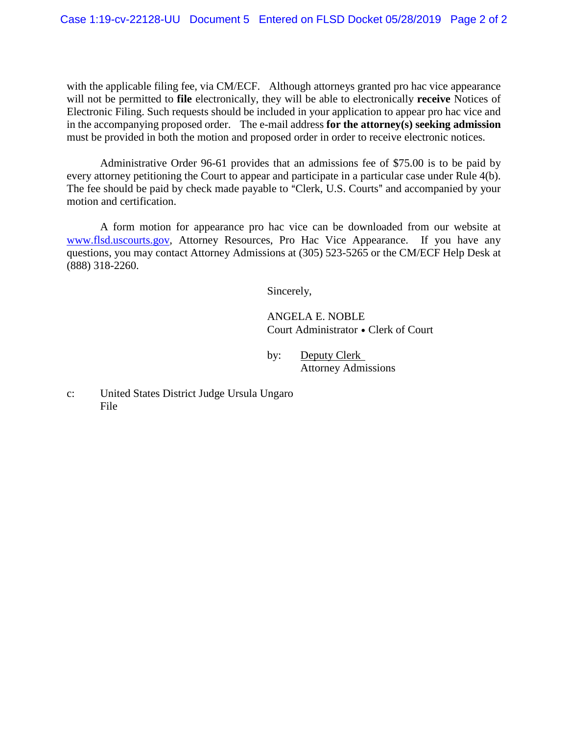with the applicable filing fee, via CM/ECF. Although attorneys granted pro hac vice appearance will not be permitted to **file** electronically, they will be able to electronically **receive** Notices of Electronic Filing. Such requests should be included in your application to appear pro hac vice and in the accompanying proposed order. The e-mail address **for the attorney(s) seeking admission** must be provided in both the motion and proposed order in order to receive electronic notices.

Administrative Order 96-61 provides that an admissions fee of $75.00 is to be paid by every attorney petitioning the Court to appear and participate in a particular case under Rule 4(b). The fee should be paid by check made payable to "Clerk, U.S. Courts" and accompanied by your motion and certification.

A form motion for appearance pro hac vice can be downloaded from our website at www.flsd.uscourts.gov, Attorney Resources, Pro Hac Vice Appearance. If you have any questions, you may contact Attorney Admissions at (305) 523-5265 or the CM/ECF Help Desk at (888) 318-2260.

Sincerely,

ANGELA E. NOBLE
Court Administrator • Clerk of Court

by: Deputy Clerk
Attorney Admissions

c: United States District Judge Ursula Ungaro
File